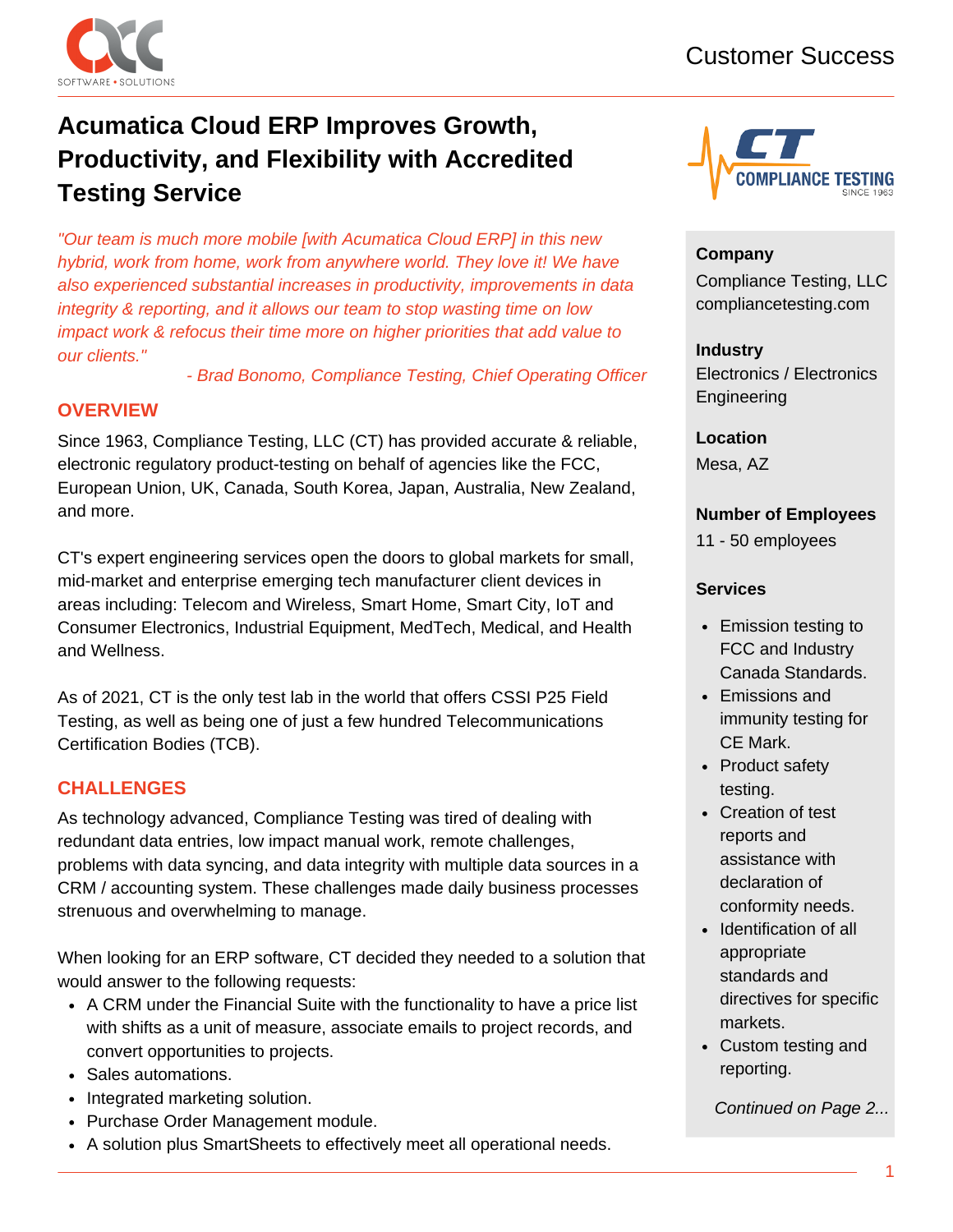# Acumatica Cloud ERP Improves Growth, Productivity, and Flexibility with Accredited Testing Service

*"Our team is much more mobile [with Acumatica Cloud ERP] in this new hybrid, work from home, work from anywhere world. They love it! We have also experienced substantial increases in productivity, improvements in data integrity & reporting, and it allows our team to stop wasting time on low impact work & refocus their time more on higher priorities that add value to our clients."*

*- Brad Bonomo, Compliance Testing, Chief Operating Officer*

## OVERVIEW

Since 1963, Compliance Testing, LLC (CT) has provided accurate & reliable, electronic regulatory product-testing on behalf of agencies like the FCC, European Union, UK, Canada, South Korea, Japan, Australia, New Zealand, and more.

CT's expert engineering services open the doors to global markets for small, mid-market and enterprise emerging tech manufacturer client devices in areas including: Telecom and Wireless, Smart Home, Smart City, IoT and Consumer Electronics, Industrial Equipment, MedTech, Medical, and Health and Wellness.

As of 2021, CT is the only test lab in the world that offers CSSI P25 Field Testing, as well as being one of just a few hundred Telecommunications Certification Bodies (TCB).

## CHALLENGES

As technology advanced, Compliance Testing was tired of dealing with redundant data entries, low impact manual work, remote challenges, problems with data syncing, and data integrity with multiple data sources in a CRM / accounting system. These challenges made daily business processes strenuous and overwhelming to manage.

When looking for an ERP software, CT decided they needed to a solution that would answer to the following requests:

- A CRM under the Financial Suite with the functionality to have a price list with shifts as a unit of measure, associate emails to project records, and convert opportunities to projects.
- Sales automations.
- Integrated marketing solution.
- Purchase Order Management module.
- A solution plus SmartSheets to effectively meet all operational needs.

**Company**
Compliance Testing, LLC
compliancetesting.com

**Industry**
Electronics / Electronics Engineering

**Location**
Mesa, AZ

**Number of Employees**
11 - 50 employees

**Services**

- Emission testing to FCC and Industry Canada Standards.
- Emissions and immunity testing for CE Mark.
- Product safety testing.
- Creation of test reports and assistance with declaration of conformity needs.
- Identification of all appropriate standards and directives for specific markets.
- Custom testing and reporting.

*Continued on Page 2...*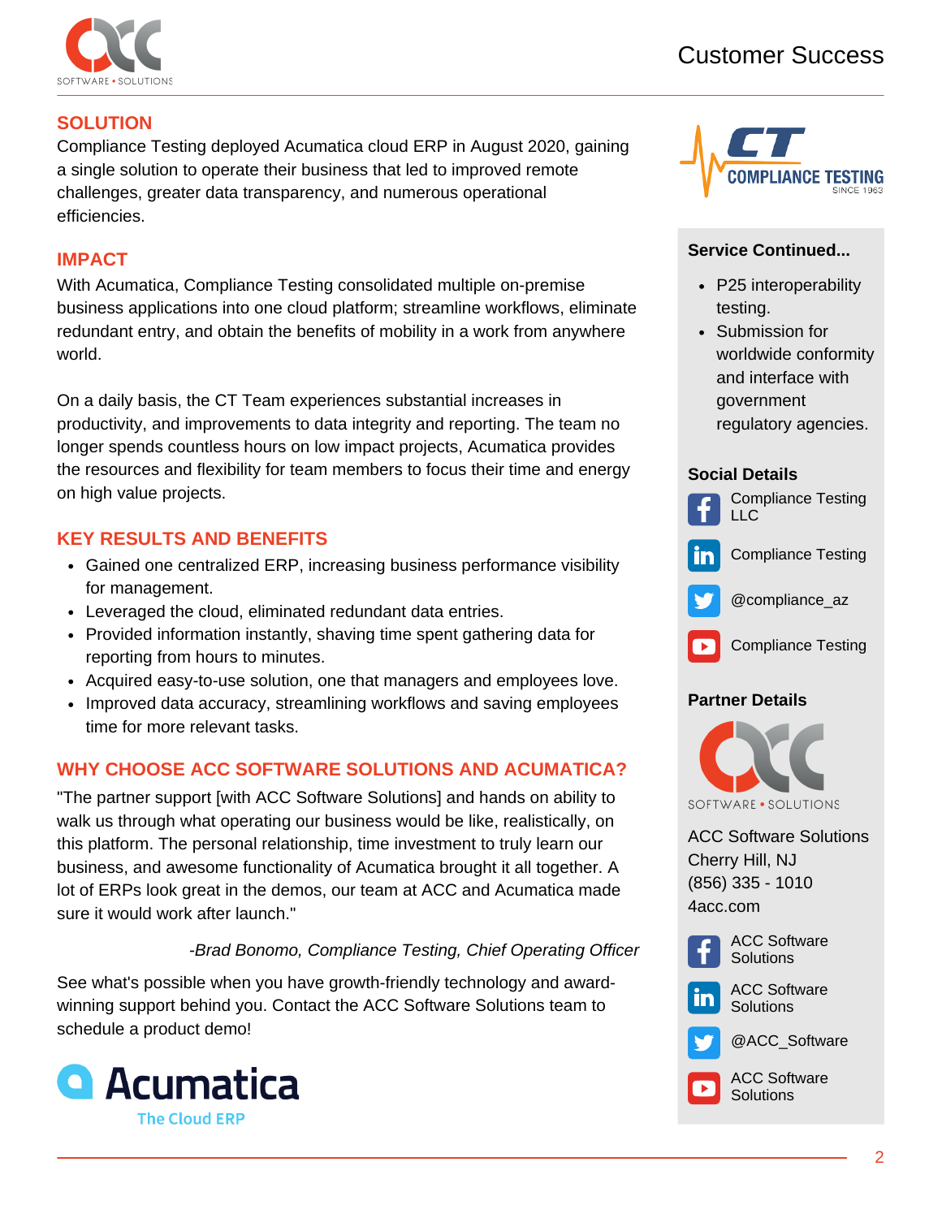## SOLUTION

Compliance Testing deployed Acumatica cloud ERP in August 2020, gaining a single solution to operate their business that led to improved remote challenges, greater data transparency, and numerous operational efficiencies.

## IMPACT

With Acumatica, Compliance Testing consolidated multiple on-premise business applications into one cloud platform; streamline workflows, eliminate redundant entry, and obtain the benefits of mobility in a work from anywhere world.

On a daily basis, the CT Team experiences substantial increases in productivity, and improvements to data integrity and reporting. The team no longer spends countless hours on low impact projects, Acumatica provides the resources and flexibility for team members to focus their time and energy on high value projects.

## KEY RESULTS AND BENEFITS

- Gained one centralized ERP, increasing business performance visibility for management.
- Leveraged the cloud, eliminated redundant data entries.
- Provided information instantly, shaving time spent gathering data for reporting from hours to minutes.
- Acquired easy-to-use solution, one that managers and employees love.
- Improved data accuracy, streamlining workflows and saving employees time for more relevant tasks.

## WHY CHOOSE ACC SOFTWARE SOLUTIONS AND ACUMATICA?

"The partner support [with ACC Software Solutions] and hands on ability to walk us through what operating our business would be like, realistically, on this platform. The personal relationship, time investment to truly learn our business, and awesome functionality of Acumatica brought it all together. A lot of ERPs look great in the demos, our team at ACC and Acumatica made sure it would work after launch."

*-Brad Bonomo, Compliance Testing, Chief Operating Officer*

See what's possible when you have growth-friendly technology and award-winning support behind you. Contact the ACC Software Solutions team to schedule a product demo!

Acumatica
The Cloud ERP

CT COMPLIANCE TESTING SINCE 1963

### Service Continued...

- P25 interoperability testing.
- Submission for worldwide conformity and interface with government regulatory agencies.

### Social Details

Compliance Testing LLC

Compliance Testing

@compliance_az

Compliance Testing

### Partner Details

SOFTWARE • SOLUTIONS

ACC Software Solutions
Cherry Hill, NJ
(856) 335 - 1010
4acc.com

ACC Software Solutions

ACC Software Solutions

@ACC_Software

ACC Software Solutions